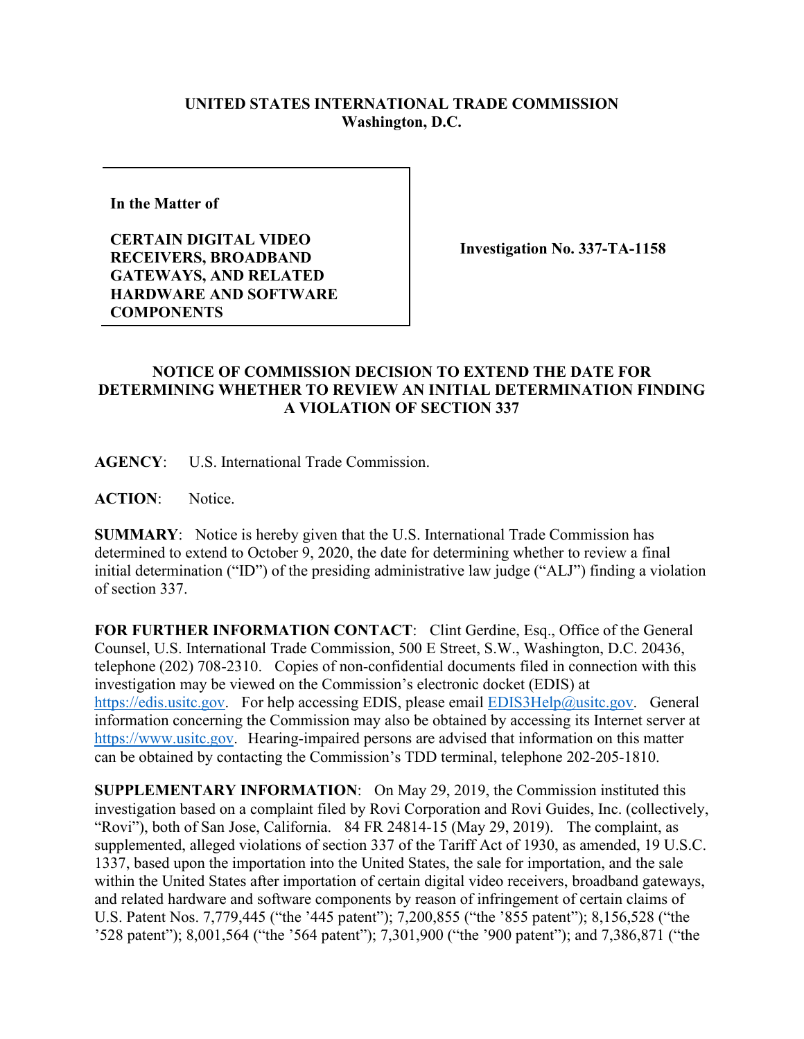**UNITED STATES INTERNATIONAL TRADE COMMISSION**
**Washington, D.C.**

**In the Matter of**

**CERTAIN DIGITAL VIDEO RECEIVERS, BROADBAND GATEWAYS, AND RELATED HARDWARE AND SOFTWARE COMPONENTS**

**Investigation No. 337-TA-1158**

**NOTICE OF COMMISSION DECISION TO EXTEND THE DATE FOR DETERMINING WHETHER TO REVIEW AN INITIAL DETERMINATION FINDING A VIOLATION OF SECTION 337**

**AGENCY**: U.S. International Trade Commission.

**ACTION**: Notice.

**SUMMARY**: Notice is hereby given that the U.S. International Trade Commission has determined to extend to October 9, 2020, the date for determining whether to review a final initial determination ("ID") of the presiding administrative law judge ("ALJ") finding a violation of section 337.

**FOR FURTHER INFORMATION CONTACT**: Clint Gerdine, Esq., Office of the General Counsel, U.S. International Trade Commission, 500 E Street, S.W., Washington, D.C. 20436, telephone (202) 708-2310. Copies of non-confidential documents filed in connection with this investigation may be viewed on the Commission's electronic docket (EDIS) at https://edis.usitc.gov. For help accessing EDIS, please email EDIS3Help@usitc.gov. General information concerning the Commission may also be obtained by accessing its Internet server at https://www.usitc.gov. Hearing-impaired persons are advised that information on this matter can be obtained by contacting the Commission's TDD terminal, telephone 202-205-1810.

**SUPPLEMENTARY INFORMATION**: On May 29, 2019, the Commission instituted this investigation based on a complaint filed by Rovi Corporation and Rovi Guides, Inc. (collectively, "Rovi"), both of San Jose, California. 84 FR 24814-15 (May 29, 2019). The complaint, as supplemented, alleged violations of section 337 of the Tariff Act of 1930, as amended, 19 U.S.C. 1337, based upon the importation into the United States, the sale for importation, and the sale within the United States after importation of certain digital video receivers, broadband gateways, and related hardware and software components by reason of infringement of certain claims of U.S. Patent Nos. 7,779,445 ("the '445 patent"); 7,200,855 ("the '855 patent"); 8,156,528 ("the '528 patent"); 8,001,564 ("the '564 patent"); 7,301,900 ("the '900 patent"); and 7,386,871 ("the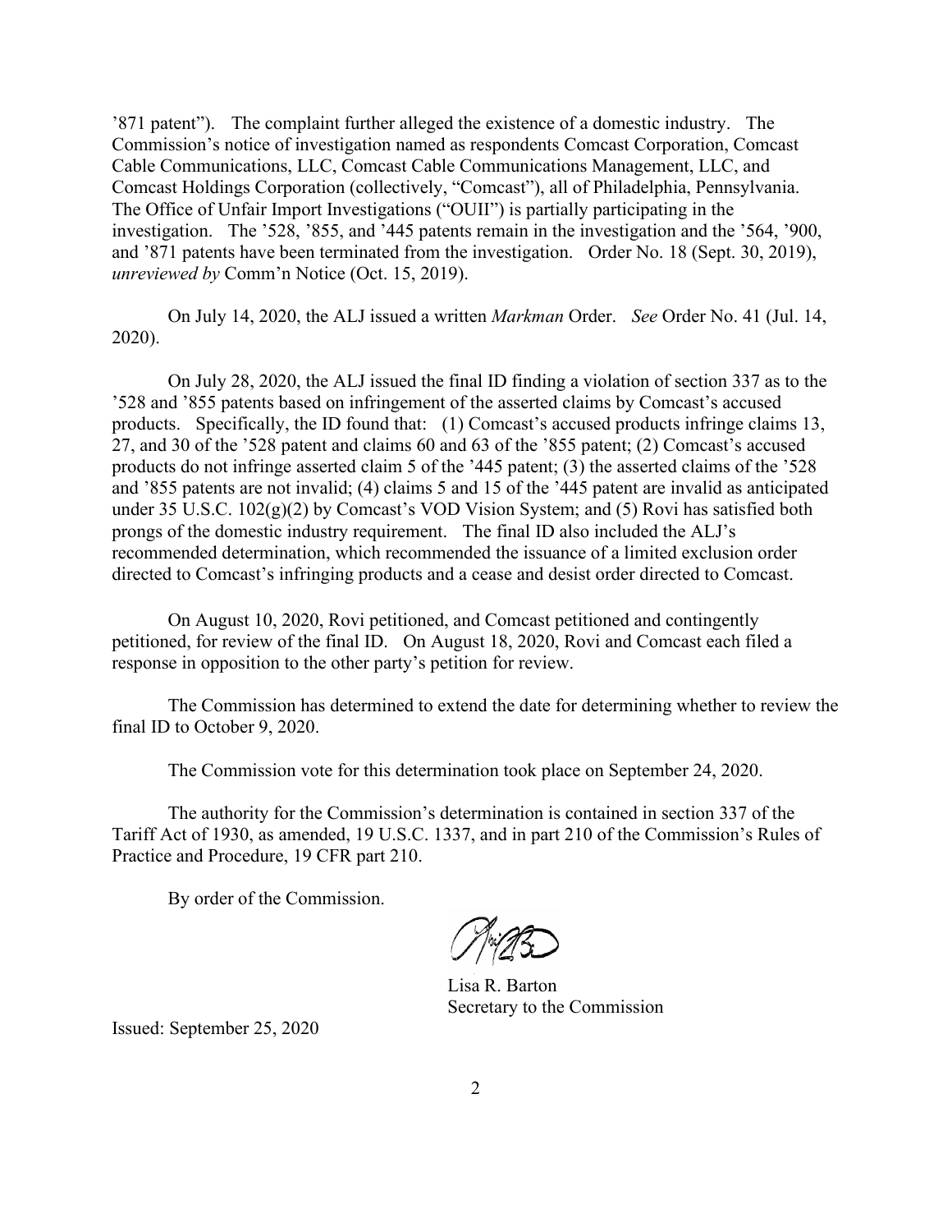’871 patent”). The complaint further alleged the existence of a domestic industry. The Commission’s notice of investigation named as respondents Comcast Corporation, Comcast Cable Communications, LLC, Comcast Cable Communications Management, LLC, and Comcast Holdings Corporation (collectively, “Comcast”), all of Philadelphia, Pennsylvania. The Office of Unfair Import Investigations (“OUII”) is partially participating in the investigation. The ’528, ’855, and ’445 patents remain in the investigation and the ’564, ’900, and ’871 patents have been terminated from the investigation. Order No. 18 (Sept. 30, 2019), *unreviewed by* Comm’n Notice (Oct. 15, 2019).

On July 14, 2020, the ALJ issued a written *Markman* Order. *See* Order No. 41 (Jul. 14, 2020).

On July 28, 2020, the ALJ issued the final ID finding a violation of section 337 as to the ’528 and ’855 patents based on infringement of the asserted claims by Comcast’s accused products. Specifically, the ID found that: (1) Comcast’s accused products infringe claims 13, 27, and 30 of the ’528 patent and claims 60 and 63 of the ’855 patent; (2) Comcast’s accused products do not infringe asserted claim 5 of the ’445 patent; (3) the asserted claims of the ’528 and ’855 patents are not invalid; (4) claims 5 and 15 of the ’445 patent are invalid as anticipated under 35 U.S.C. 102(g)(2) by Comcast’s VOD Vision System; and (5) Rovi has satisfied both prongs of the domestic industry requirement. The final ID also included the ALJ’s recommended determination, which recommended the issuance of a limited exclusion order directed to Comcast’s infringing products and a cease and desist order directed to Comcast.

On August 10, 2020, Rovi petitioned, and Comcast petitioned and contingently petitioned, for review of the final ID. On August 18, 2020, Rovi and Comcast each filed a response in opposition to the other party’s petition for review.

The Commission has determined to extend the date for determining whether to review the final ID to October 9, 2020.

The Commission vote for this determination took place on September 24, 2020.

The authority for the Commission’s determination is contained in section 337 of the Tariff Act of 1930, as amended, 19 U.S.C. 1337, and in part 210 of the Commission’s Rules of Practice and Procedure, 19 CFR part 210.

By order of the Commission.

Lisa R. Barton
Secretary to the Commission

Issued: September 25, 2020